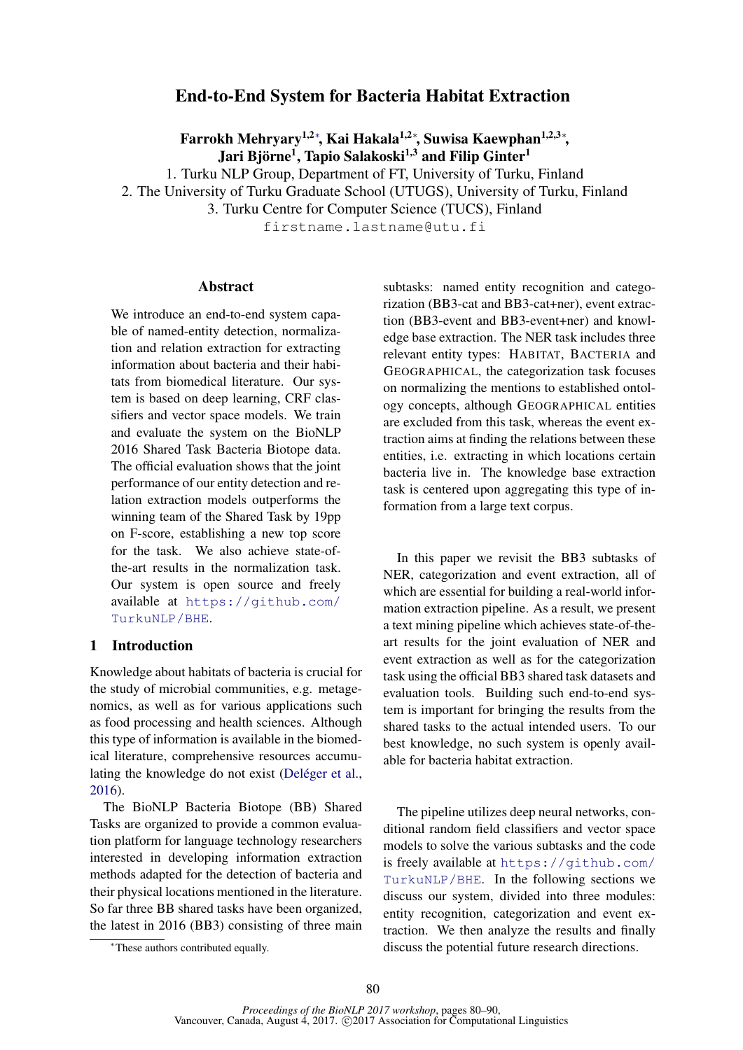# End-to-End System for Bacteria Habitat Extraction

**Farrokh Mehryary[1,2]*, Kai Hakala[1,2]*, Suwisa Kaewphan[1,2,3]*, Jari Björne[1], Tapio Salakoski[1,3] and Filip Ginter[1]**

1. Turku NLP Group, Department of FT, University of Turku, Finland
2. The University of Turku Graduate School (UTUGS), University of Turku, Finland
3. Turku Centre for Computer Science (TUCS), Finland

firstname.lastname@utu.fi

## Abstract

We introduce an end-to-end system capable of named-entity detection, normalization and relation extraction for extracting information about bacteria and their habitats from biomedical literature. Our system is based on deep learning, CRF classifiers and vector space models. We train and evaluate the system on the BioNLP 2016 Shared Task Bacteria Biotope data. The official evaluation shows that the joint performance of our entity detection and relation extraction models outperforms the winning team of the Shared Task by 19pp on F-score, establishing a new top score for the task. We also achieve state-of-the-art results in the normalization task. Our system is open source and freely available at https://github.com/TurkuNLP/BHE.

## 1 Introduction

Knowledge about habitats of bacteria is crucial for the study of microbial communities, e.g. metagenomics, as well as for various applications such as food processing and health sciences. Although this type of information is available in the biomedical literature, comprehensive resources accumulating the knowledge do not exist (Deléger et al., 2016).

The BioNLP Bacteria Biotope (BB) Shared Tasks are organized to provide a common evaluation platform for language technology researchers interested in developing information extraction methods adapted for the detection of bacteria and their physical locations mentioned in the literature. So far three BB shared tasks have been organized, the latest in 2016 (BB3) consisting of three main subtasks: named entity recognition and categorization (BB3-cat and BB3-cat+ner), event extraction (BB3-event and BB3-event+ner) and knowledge base extraction. The NER task includes three relevant entity types: HABITAT, BACTERIA and GEOGRAPHICAL, the categorization task focuses on normalizing the mentions to established ontology concepts, although GEOGRAPHICAL entities are excluded from this task, whereas the event extraction aims at finding the relations between these entities, i.e. extracting in which locations certain bacteria live in. The knowledge base extraction task is centered upon aggregating this type of information from a large text corpus.

In this paper we revisit the BB3 subtasks of NER, categorization and event extraction, all of which are essential for building a real-world information extraction pipeline. As a result, we present a text mining pipeline which achieves state-of-the-art results for the joint evaluation of NER and event extraction as well as for the categorization task using the official BB3 shared task datasets and evaluation tools. Building such end-to-end system is important for bringing the results from the shared tasks to the actual intended users. To our best knowledge, no such system is openly available for bacteria habitat extraction.

The pipeline utilizes deep neural networks, conditional random field classifiers and vector space models to solve the various subtasks and the code is freely available at https://github.com/TurkuNLP/BHE. In the following sections we discuss our system, divided into three modules: entity recognition, categorization and event extraction. We then analyze the results and finally discuss the potential future research directions.

*These authors contributed equally.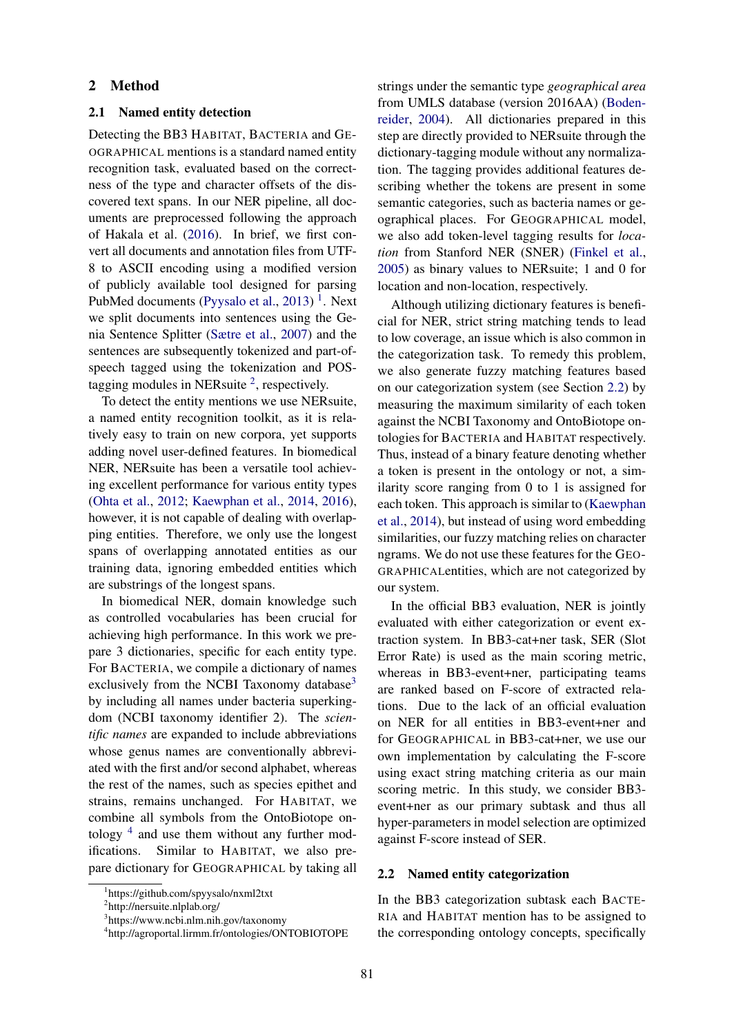## 2 Method

### 2.1 Named entity detection

Detecting the BB3 HABITAT, BACTERIA and GEOGRAPHICAL mentions is a standard named entity recognition task, evaluated based on the correctness of the type and character offsets of the discovered text spans. In our NER pipeline, all documents are preprocessed following the approach of Hakala et al. (2016). In brief, we first convert all documents and annotation files from UTF-8 to ASCII encoding using a modified version of publicly available tool designed for parsing PubMed documents (Pyysalo et al., 2013) [1]. Next we split documents into sentences using the Genia Sentence Splitter (Sætre et al., 2007) and the sentences are subsequently tokenized and part-of-speech tagged using the tokenization and POS-tagging modules in NERsuite [2], respectively.

To detect the entity mentions we use NERsuite, a named entity recognition toolkit, as it is relatively easy to train on new corpora, yet supports adding novel user-defined features. In biomedical NER, NERsuite has been a versatile tool achieving excellent performance for various entity types (Ohta et al., 2012; Kaewphan et al., 2014, 2016), however, it is not capable of dealing with overlapping entities. Therefore, we only use the longest spans of overlapping annotated entities as our training data, ignoring embedded entities which are substrings of the longest spans.

In biomedical NER, domain knowledge such as controlled vocabularies has been crucial for achieving high performance. In this work we prepare 3 dictionaries, specific for each entity type. For BACTERIA, we compile a dictionary of names exclusively from the NCBI Taxonomy database[3] by including all names under bacteria superkingdom (NCBI taxonomy identifier 2). The *scientific names* are expanded to include abbreviations whose genus names are conventionally abbreviated with the first and/or second alphabet, whereas the rest of the names, such as species epithet and strains, remains unchanged. For HABITAT, we combine all symbols from the OntoBiotope ontology [4] and use them without any further modifications. Similar to HABITAT, we also prepare dictionary for GEOGRAPHICAL by taking all strings under the semantic type *geographical area* from UMLS database (version 2016AA) (Bodenreider, 2004). All dictionaries prepared in this step are directly provided to NERsuite through the dictionary-tagging module without any normalization. The tagging provides additional features describing whether the tokens are present in some semantic categories, such as bacteria names or geographical places. For GEOGRAPHICAL model, we also add token-level tagging results for *location* from Stanford NER (SNER) (Finkel et al., 2005) as binary values to NERsuite; 1 and 0 for location and non-location, respectively.

Although utilizing dictionary features is beneficial for NER, strict string matching tends to lead to low coverage, an issue which is also common in the categorization task. To remedy this problem, we also generate fuzzy matching features based on our categorization system (see Section 2.2) by measuring the maximum similarity of each token against the NCBI Taxonomy and OntoBiotope ontologies for BACTERIA and HABITAT respectively. Thus, instead of a binary feature denoting whether a token is present in the ontology or not, a similarity score ranging from 0 to 1 is assigned for each token. This approach is similar to (Kaewphan et al., 2014), but instead of using word embedding similarities, our fuzzy matching relies on character ngrams. We do not use these features for the GEOGRAPHICALentities, which are not categorized by our system.

In the official BB3 evaluation, NER is jointly evaluated with either categorization or event extraction system. In BB3-cat+ner task, SER (Slot Error Rate) is used as the main scoring metric, whereas in BB3-event+ner, participating teams are ranked based on F-score of extracted relations. Due to the lack of an official evaluation on NER for all entities in BB3-event+ner and for GEOGRAPHICAL in BB3-cat+ner, we use our own implementation by calculating the F-score using exact string matching criteria as our main scoring metric. In this study, we consider BB3-event+ner as our primary subtask and thus all hyper-parameters in model selection are optimized against F-score instead of SER.

### 2.2 Named entity categorization

In the BB3 categorization subtask each BACTERIA and HABITAT mention has to be assigned to the corresponding ontology concepts, specifically

[1] https://github.com/spyysalo/nxml2txt
[2] http://nersuite.nlplab.org/
[3] https://www.ncbi.nlm.nih.gov/taxonomy
[4] http://agroportal.lirmm.fr/ontologies/ONTOBIOTOPE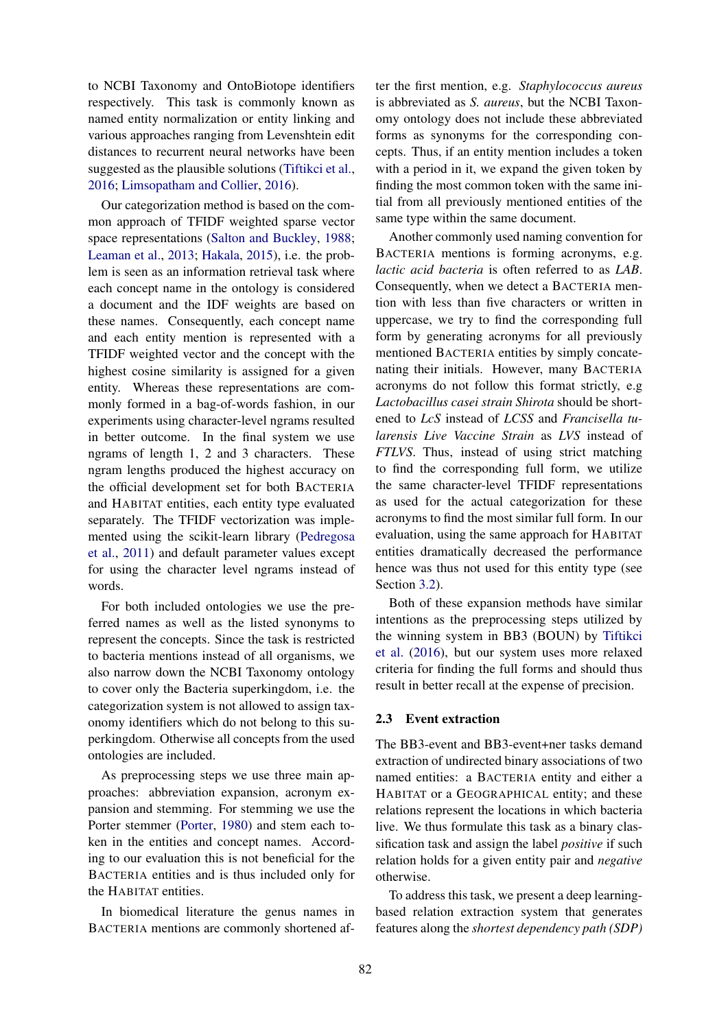to NCBI Taxonomy and OntoBiotope identifiers respectively. This task is commonly known as named entity normalization or entity linking and various approaches ranging from Levenshtein edit distances to recurrent neural networks have been suggested as the plausible solutions (Tiftikci et al., 2016; Limsopatham and Collier, 2016).

Our categorization method is based on the common approach of TFIDF weighted sparse vector space representations (Salton and Buckley, 1988; Leaman et al., 2013; Hakala, 2015), i.e. the problem is seen as an information retrieval task where each concept name in the ontology is considered a document and the IDF weights are based on these names. Consequently, each concept name and each entity mention is represented with a TFIDF weighted vector and the concept with the highest cosine similarity is assigned for a given entity. Whereas these representations are commonly formed in a bag-of-words fashion, in our experiments using character-level ngrams resulted in better outcome. In the final system we use ngrams of length 1, 2 and 3 characters. These ngram lengths produced the highest accuracy on the official development set for both BACTERIA and HABITAT entities, each entity type evaluated separately. The TFIDF vectorization was implemented using the scikit-learn library (Pedregosa et al., 2011) and default parameter values except for using the character level ngrams instead of words.

For both included ontologies we use the preferred names as well as the listed synonyms to represent the concepts. Since the task is restricted to bacteria mentions instead of all organisms, we also narrow down the NCBI Taxonomy ontology to cover only the Bacteria superkingdom, i.e. the categorization system is not allowed to assign taxonomy identifiers which do not belong to this superkingdom. Otherwise all concepts from the used ontologies are included.

As preprocessing steps we use three main approaches: abbreviation expansion, acronym expansion and stemming. For stemming we use the Porter stemmer (Porter, 1980) and stem each token in the entities and concept names. According to our evaluation this is not beneficial for the BACTERIA entities and is thus included only for the HABITAT entities.

In biomedical literature the genus names in BACTERIA mentions are commonly shortened after the first mention, e.g. *Staphylococcus aureus* is abbreviated as *S. aureus*, but the NCBI Taxonomy ontology does not include these abbreviated forms as synonyms for the corresponding concepts. Thus, if an entity mention includes a token with a period in it, we expand the given token by finding the most common token with the same initial from all previously mentioned entities of the same type within the same document.

Another commonly used naming convention for BACTERIA mentions is forming acronyms, e.g. *lactic acid bacteria* is often referred to as *LAB*. Consequently, when we detect a BACTERIA mention with less than five characters or written in uppercase, we try to find the corresponding full form by generating acronyms for all previously mentioned BACTERIA entities by simply concatenating their initials. However, many BACTERIA acronyms do not follow this format strictly, e.g *Lactobacillus casei strain Shirota* should be shortened to *LcS* instead of *LCSS* and *Francisella tularensis Live Vaccine Strain* as *LVS* instead of *FTLVS*. Thus, instead of using strict matching to find the corresponding full form, we utilize the same character-level TFIDF representations as used for the actual categorization for these acronyms to find the most similar full form. In our evaluation, using the same approach for HABITAT entities dramatically decreased the performance hence was thus not used for this entity type (see Section 3.2).

Both of these expansion methods have similar intentions as the preprocessing steps utilized by the winning system in BB3 (BOUN) by Tiftikci et al. (2016), but our system uses more relaxed criteria for finding the full forms and should thus result in better recall at the expense of precision.

### 2.3 Event extraction

The BB3-event and BB3-event+ner tasks demand extraction of undirected binary associations of two named entities: a BACTERIA entity and either a HABITAT or a GEOGRAPHICAL entity; and these relations represent the locations in which bacteria live. We thus formulate this task as a binary classification task and assign the label *positive* if such relation holds for a given entity pair and *negative* otherwise.

To address this task, we present a deep learning-based relation extraction system that generates features along the *shortest dependency path (SDP)*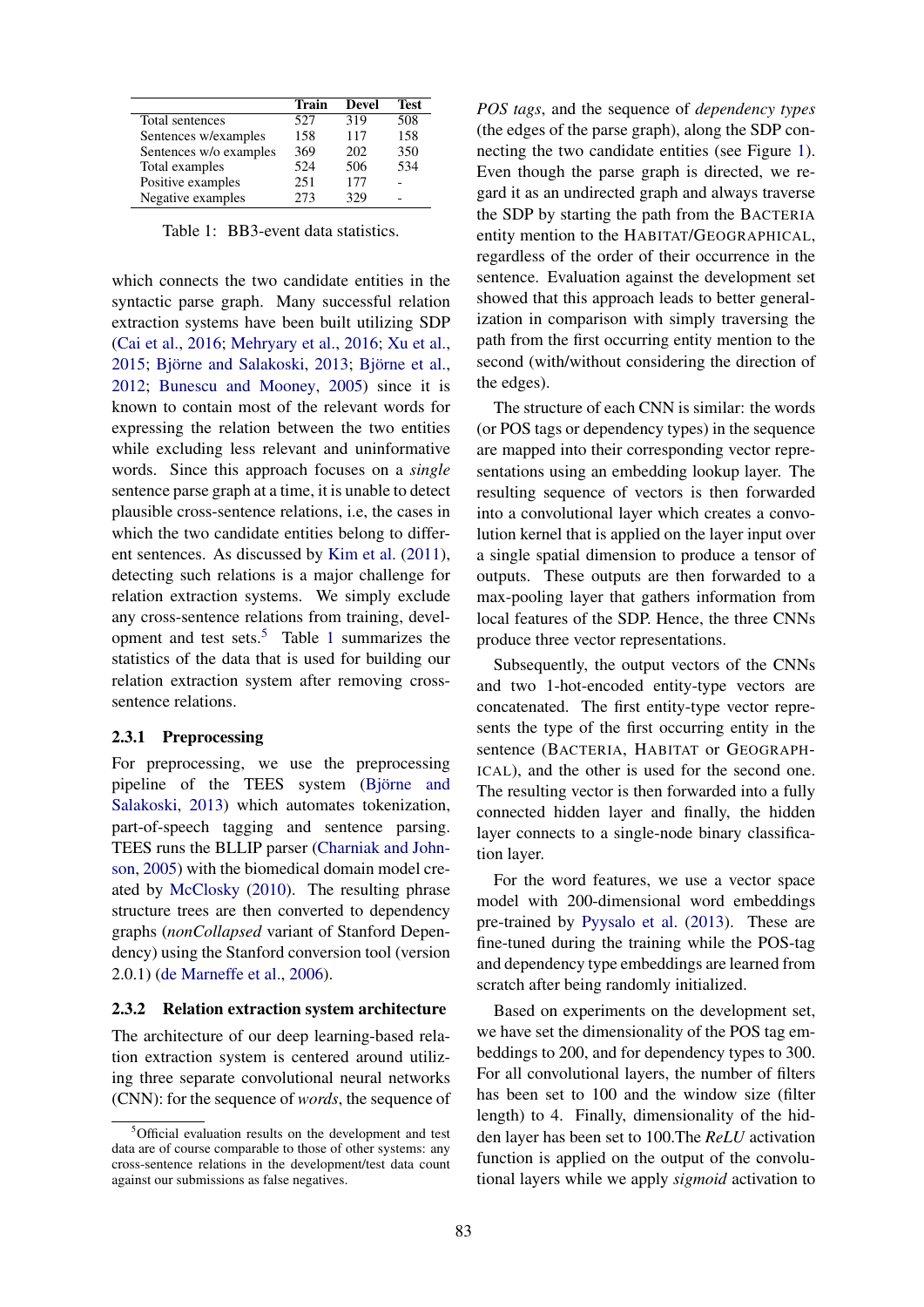| | Train | Devel | Test |
|---|---|---|---|
| Total sentences | 527 | 319 | 508 |
| Sentences w/examples | 158 | 117 | 158 |
| Sentences w/o examples | 369 | 202 | 350 |
| Total examples | 524 | 506 | 534 |
| Positive examples | 251 | 177 | - |
| Negative examples | 273 | 329 | - |

Table 1: BB3-event data statistics.

which connects the two candidate entities in the syntactic parse graph. Many successful relation extraction systems have been built utilizing SDP (Cai et al., 2016; Mehryary et al., 2016; Xu et al., 2015; Björne and Salakoski, 2013; Björne et al., 2012; Bunescu and Mooney, 2005) since it is known to contain most of the relevant words for expressing the relation between the two entities while excluding less relevant and uninformative words. Since this approach focuses on a *single* sentence parse graph at a time, it is unable to detect plausible cross-sentence relations, i.e, the cases in which the two candidate entities belong to different sentences. As discussed by Kim et al. (2011), detecting such relations is a major challenge for relation extraction systems. We simply exclude any cross-sentence relations from training, development and test sets.[5] Table 1 summarizes the statistics of the data that is used for building our relation extraction system after removing cross-sentence relations.

#### 2.3.1 Preprocessing

For preprocessing, we use the preprocessing pipeline of the TEES system (Björne and Salakoski, 2013) which automates tokenization, part-of-speech tagging and sentence parsing. TEES runs the BLLIP parser (Charniak and Johnson, 2005) with the biomedical domain model created by McClosky (2010). The resulting phrase structure trees are then converted to dependency graphs (*nonCollapsed* variant of Stanford Dependency) using the Stanford conversion tool (version 2.0.1) (de Marneffe et al., 2006).

#### 2.3.2 Relation extraction system architecture

The architecture of our deep learning-based relation extraction system is centered around utilizing three separate convolutional neural networks (CNN): for the sequence of *words*, the sequence of *POS tags*, and the sequence of *dependency types* (the edges of the parse graph), along the SDP connecting the two candidate entities (see Figure 1). Even though the parse graph is directed, we regard it as an undirected graph and always traverse the SDP by starting the path from the BACTERIA entity mention to the HABITAT/GEOGRAPHICAL, regardless of the order of their occurrence in the sentence. Evaluation against the development set showed that this approach leads to better generalization in comparison with simply traversing the path from the first occurring entity mention to the second (with/without considering the direction of the edges).

The structure of each CNN is similar: the words (or POS tags or dependency types) in the sequence are mapped into their corresponding vector representations using an embedding lookup layer. The resulting sequence of vectors is then forwarded into a convolutional layer which creates a convolution kernel that is applied on the layer input over a single spatial dimension to produce a tensor of outputs. These outputs are then forwarded to a max-pooling layer that gathers information from local features of the SDP. Hence, the three CNNs produce three vector representations.

Subsequently, the output vectors of the CNNs and two 1-hot-encoded entity-type vectors are concatenated. The first entity-type vector represents the type of the first occurring entity in the sentence (BACTERIA, HABITAT or GEOGRAPHICAL), and the other is used for the second one. The resulting vector is then forwarded into a fully connected hidden layer and finally, the hidden layer connects to a single-node binary classification layer.

For the word features, we use a vector space model with 200-dimensional word embeddings pre-trained by Pyysalo et al. (2013). These are fine-tuned during the training while the POS-tag and dependency type embeddings are learned from scratch after being randomly initialized.

Based on experiments on the development set, we have set the dimensionality of the POS tag embeddings to 200, and for dependency types to 300. For all convolutional layers, the number of filters has been set to 100 and the window size (filter length) to 4. Finally, dimensionality of the hidden layer has been set to 100.The *ReLU* activation function is applied on the output of the convolutional layers while we apply *sigmoid* activation to

[5] Official evaluation results on the development and test data are of course comparable to those of other systems: any cross-sentence relations in the development/test data count against our submissions as false negatives.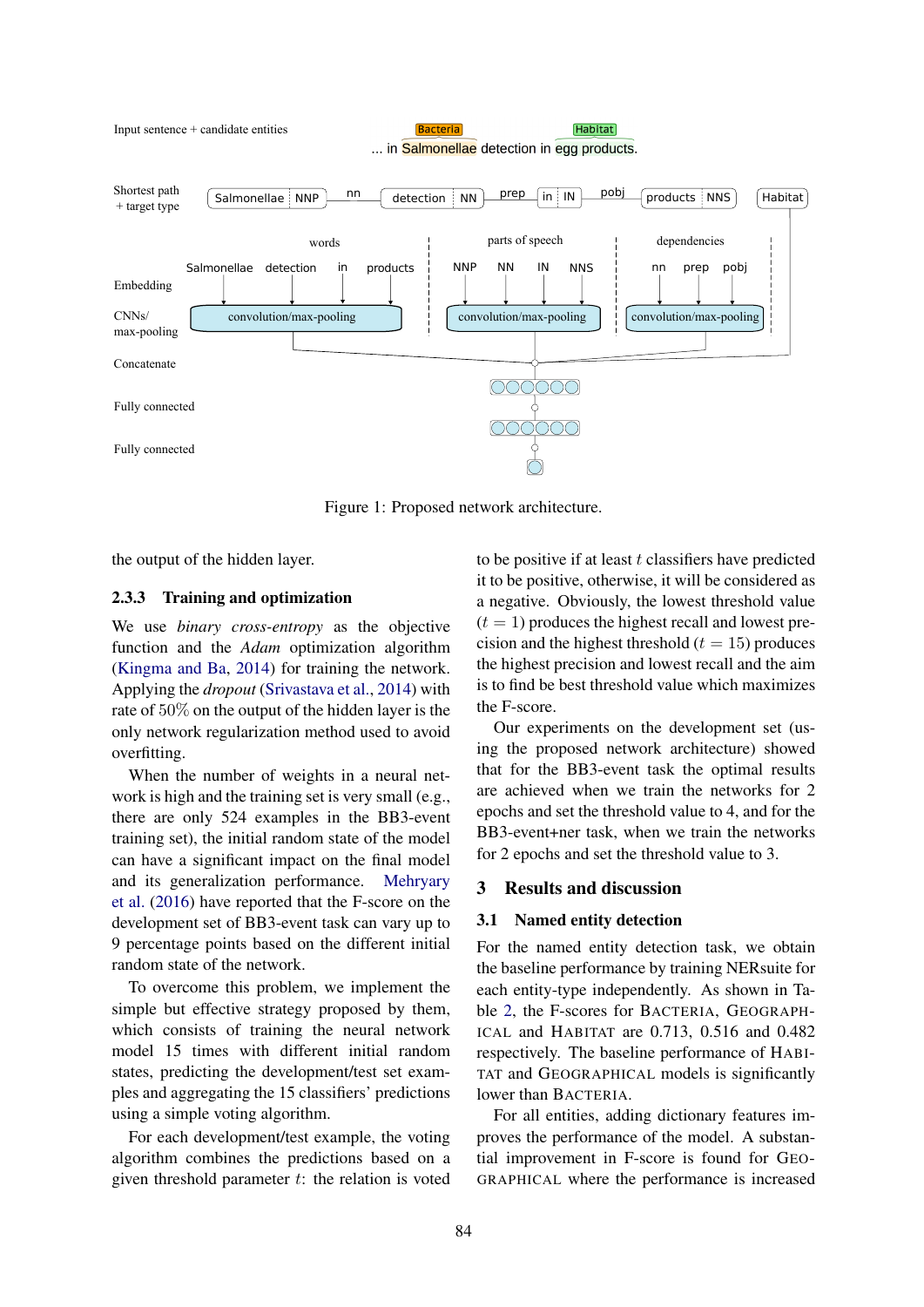Figure 1: Proposed network architecture.

the output of the hidden layer.

### 2.3.3 Training and optimization

We use *binary cross-entropy* as the objective function and the *Adam* optimization algorithm (Kingma and Ba, 2014) for training the network. Applying the *dropout* (Srivastava et al., 2014) with rate of 50% on the output of the hidden layer is the only network regularization method used to avoid overfitting.

When the number of weights in a neural network is high and the training set is very small (e.g., there are only 524 examples in the BB3-event training set), the initial random state of the model can have a significant impact on the final model and its generalization performance. Mehryary et al. (2016) have reported that the F-score on the development set of BB3-event task can vary up to 9 percentage points based on the different initial random state of the network.

To overcome this problem, we implement the simple but effective strategy proposed by them, which consists of training the neural network model 15 times with different initial random states, predicting the development/test set examples and aggregating the 15 classifiers' predictions using a simple voting algorithm.

For each development/test example, the voting algorithm combines the predictions based on a given threshold parameter $t$: the relation is voted to be positive if at least $t$ classifiers have predicted it to be positive, otherwise, it will be considered as a negative. Obviously, the lowest threshold value ($t = 1$) produces the highest recall and lowest precision and the highest threshold ($t = 15$) produces the highest precision and lowest recall and the aim is to find be best threshold value which maximizes the F-score.

Our experiments on the development set (using the proposed network architecture) showed that for the BB3-event task the optimal results are achieved when we train the networks for 2 epochs and set the threshold value to 4, and for the BB3-event+ner task, when we train the networks for 2 epochs and set the threshold to 3.

## 3 Results and discussion

### 3.1 Named entity detection

For the named entity detection task, we obtain the baseline performance by training NERsuite for each entity-type independently. As shown in Table 2, the F-scores for BACTERIA, GEOGRAPHICAL and HABITAT are 0.713, 0.516 and 0.482 respectively. The baseline performance of HABITAT and GEOGRAPHICAL models is significantly lower than BACTERIA.

For all entities, adding dictionary features improves the performance of the model. A substantial improvement in F-score is found for GEOGRAPHICAL where the performance is increased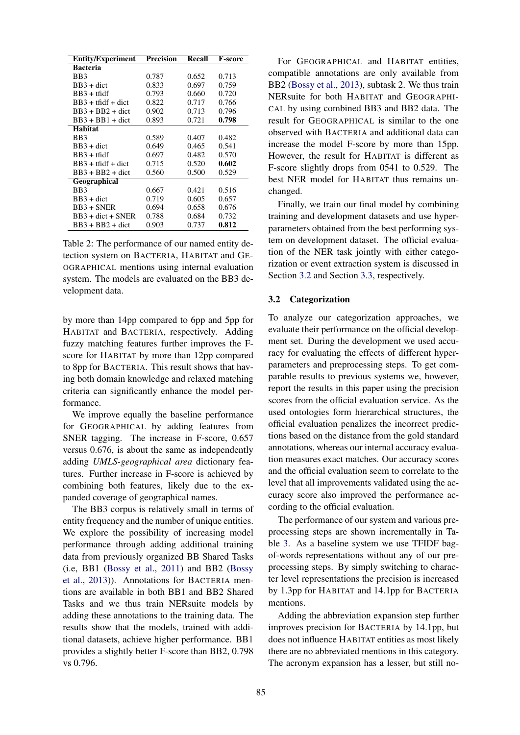| Entity/Experiment | Precision | Recall | F-score |
|---|---|---|---|
| **Bacteria** | | | |
| BB3 | 0.787 | 0.652 | 0.713 |
| BB3 + dict | 0.833 | 0.697 | 0.759 |
| BB3 + tfidf | 0.793 | 0.660 | 0.720 |
| BB3 + tfidf + dict | 0.822 | 0.717 | 0.766 |
| BB3 + BB2 + dict | 0.902 | 0.713 | 0.796 |
| BB3 + BB1 + dict | 0.893 | 0.721 | **0.798** |
| **Habitat** | | | |
| BB3 | 0.589 | 0.407 | 0.482 |
| BB3 + dict | 0.649 | 0.465 | 0.541 |
| BB3 + tfidf | 0.697 | 0.482 | 0.570 |
| BB3 + tfidf + dict | 0.715 | 0.520 | **0.602** |
| BB3 + BB2 + dict | 0.560 | 0.500 | 0.529 |
| **Geographical** | | | |
| BB3 | 0.667 | 0.421 | 0.516 |
| BB3 + dict | 0.719 | 0.605 | 0.657 |
| BB3 + SNER | 0.694 | 0.658 | 0.676 |
| BB3 + dict + SNER | 0.788 | 0.684 | 0.732 |
| BB3 + BB2 + dict | 0.903 | 0.737 | **0.812** |

Table 2: The performance of our named entity detection system on BACTERIA, HABITAT and GEOGRAPHICAL mentions using internal evaluation system. The models are evaluated on the BB3 development data.

by more than 14pp compared to 6pp and 5pp for HABITAT and BACTERIA, respectively. Adding fuzzy matching features further improves the F-score for HABITAT by more than 12pp compared to 8pp for BACTERIA. This result shows that having both domain knowledge and relaxed matching criteria can significantly enhance the model performance.

We improve equally the baseline performance for GEOGRAPHICAL by adding features from SNER tagging. The increase in F-score, 0.657 versus 0.676, is about the same as independently adding *UMLS-geographical area* dictionary features. Further increase in F-score is achieved by combining both features, likely due to the expanded coverage of geographical names.

The BB3 corpus is relatively small in terms of entity frequency and the number of unique entities. We explore the possibility of increasing model performance through adding additional training data from previously organized BB Shared Tasks (i.e, BB1 (Bossy et al., 2011) and BB2 (Bossy et al., 2013)). Annotations for BACTERIA mentions are available in both BB1 and BB2 Shared Tasks and we thus train NERsuite models by adding these annotations to the training data. The results show that the models, trained with additional datasets, achieve higher performance. BB1 provides a slightly better F-score than BB2, 0.798 vs 0.796.

For GEOGRAPHICAL and HABITAT entities, compatible annotations are only available from BB2 (Bossy et al., 2013), subtask 2. We thus train NERsuite for both HABITAT and GEOGRAPHICAL by using combined BB3 and BB2 data. The result for GEOGRAPHICAL is similar to the one observed with BACTERIA and additional data can increase the model F-score by more than 15pp. However, the result for HABITAT is different as F-score slightly drops from 0541 to 0.529. The best NER model for HABITAT thus remains unchanged.

Finally, we train our final model by combining training and development datasets and use hyperparameters obtained from the best performing system on development dataset. The official evaluation of the NER task jointly with either categorization or event extraction system is discussed in Section 3.2 and Section 3.3, respectively.

### 3.2 Categorization

To analyze our categorization approaches, we evaluate their performance on the official development set. During the development we used accuracy for evaluating the effects of different hyperparameters and preprocessing steps. To get comparable results to previous systems we, however, report the results in this paper using the precision scores from the official evaluation service. As the used ontologies form hierarchical structures, the official evaluation penalizes the incorrect predictions based on the distance from the gold standard annotations, whereas our internal accuracy evaluation measures exact matches. Our accuracy scores and the official evaluation seem to correlate to the level that all improvements validated using the accuracy score also improved the performance according to the official evaluation.

The performance of our system and various preprocessing steps are shown incrementally in Table 3. As a baseline system we use TFIDF bag-of-words representations without any of our preprocessing steps. By simply switching to character level representations the precision is increased by 1.3pp for HABITAT and 14.1pp for BACTERIA mentions.

Adding the abbreviation expansion step further improves precision for BACTERIA by 14.1pp, but does not influence HABITAT entities as most likely there are no abbreviated mentions in this category. The acronym expansion has a lesser, but still no-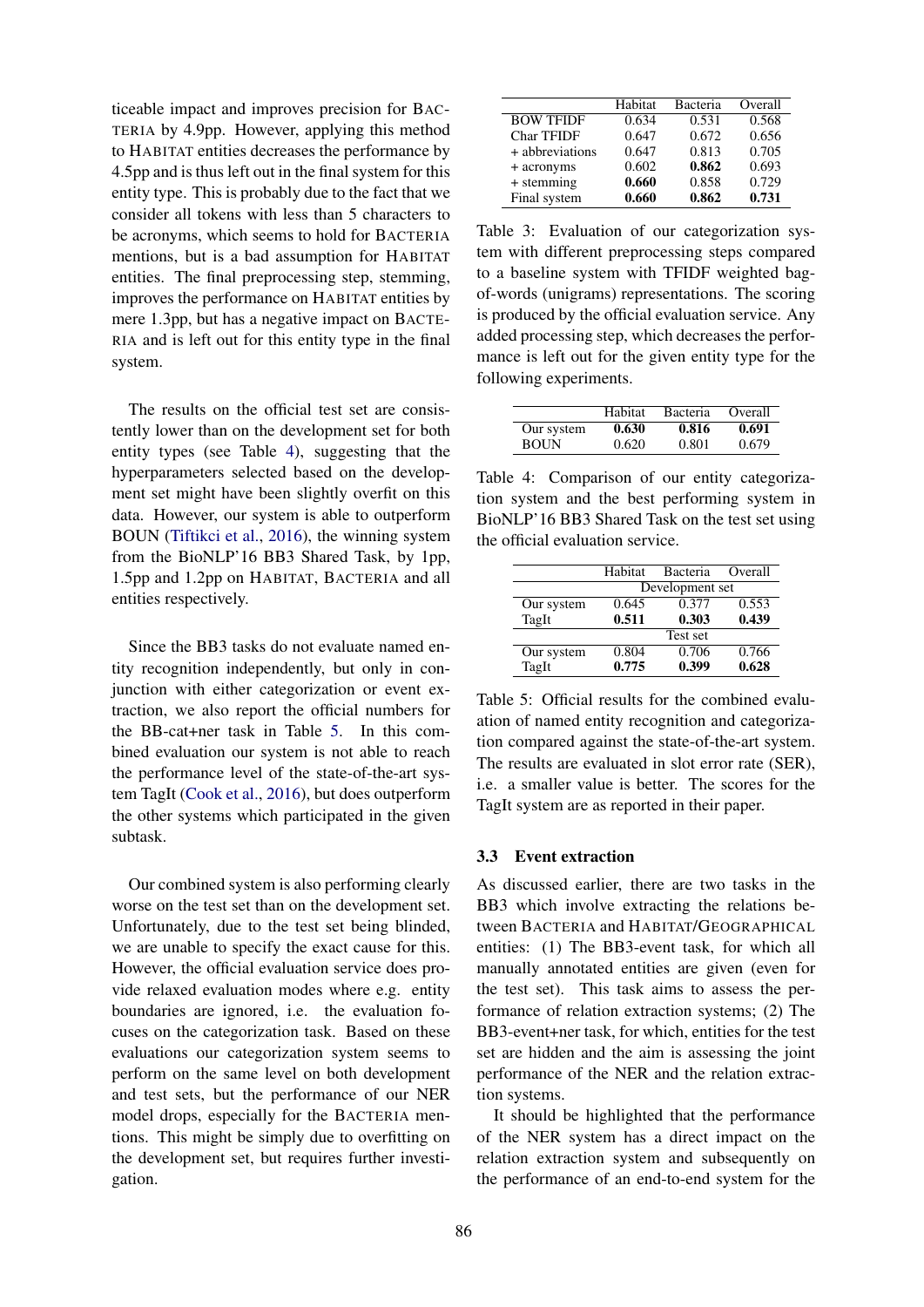ticeable impact and improves precision for BACTERIA by 4.9pp. However, applying this method to HABITAT entities decreases the performance by 4.5pp and is thus left out in the final system for this entity type. This is probably due to the fact that we consider all tokens with less than 5 characters to be acronyms, which seems to hold for BACTERIA mentions, but is a bad assumption for HABITAT entities. The final preprocessing step, stemming, improves the performance on HABITAT entities by mere 1.3pp, but has a negative impact on BACTERIA and is left out for this entity type in the final system.

The results on the official test set are consistently lower than on the development set for both entity types (see Table 4), suggesting that the hyperparameters selected based on the development set might have been slightly overfit on this data. However, our system is able to outperform BOUN (Tiftikci et al., 2016), the winning system from the BioNLP'16 BB3 Shared Task, by 1pp, 1.5pp and 1.2pp on HABITAT, BACTERIA and all entities respectively.

Since the BB3 tasks do not evaluate named entity recognition independently, but only in conjunction with either categorization or event extraction, we also report the official numbers for the BB-cat+ner task in Table 5. In this combined evaluation our system is not able to reach the performance level of the state-of-the-art system TagIt (Cook et al., 2016), but does outperform the other systems which participated in the given subtask.

Our combined system is also performing clearly worse on the test set than on the development set. Unfortunately, due to the test set being blinded, we are unable to specify the exact cause for this. However, the official evaluation service does provide relaxed evaluation modes where e.g. entity boundaries are ignored, i.e. the evaluation focuses on the categorization task. Based on these evaluations our categorization system seems to perform on the same level on both development and test sets, but the performance of our NER model drops, especially for the BACTERIA mentions. This might be simply due to overfitting on the development set, but requires further investigation.

| | Habitat | Bacteria | Overall |
|---|---|---|---|
| BOW TFIDF | 0.634 | 0.531 | 0.568 |
| Char TFIDF | 0.647 | 0.672 | 0.656 |
| + abbreviations | 0.647 | 0.813 | 0.705 |
| + acronyms | 0.602 | **0.862** | 0.693 |
| + stemming | **0.660** | 0.858 | 0.729 |
| Final system | **0.660** | **0.862** | **0.731** |

Table 3: Evaluation of our categorization system with different preprocessing steps compared to a baseline system with TFIDF weighted bag-of-words (unigrams) representations. The scoring is produced by the official evaluation service. Any added processing step, which decreases the performance is left out for the given entity type for the following experiments.

| | Habitat | Bacteria | Overall |
|---|---|---|---|
| Our system | **0.630** | **0.816** | **0.691** |
| BOUN | 0.620 | 0.801 | 0.679 |

Table 4: Comparison of our entity categorization system and the best performing system in BioNLP'16 BB3 Shared Task on the test set using the official evaluation service.

| | Habitat | Bacteria | Overall |
|---|---|---|---|
| | Development set | | |
| Our system | 0.645 | 0.377 | 0.553 |
| TagIt | **0.511** | **0.303** | **0.439** |
| | Test set | | |
| Our system | 0.804 | 0.706 | 0.766 |
| TagIt | **0.775** | **0.399** | **0.628** |

Table 5: Official results for the combined evaluation of named entity recognition and categorization compared against the state-of-the-art system. The results are evaluated in slot error rate (SER), i.e. a smaller value is better. The scores for the TagIt system are as reported in their paper.

### 3.3 Event extraction

As discussed earlier, there are two tasks in the BB3 which involve extracting the relations between BACTERIA and HABITAT/GEOGRAPHICAL entities: (1) The BB3-event task, for which all manually annotated entities are given (even for the test set). This task aims to assess the performance of relation extraction systems; (2) The BB3-event+ner task, for which, entities for the test set are hidden and the aim is assessing the joint performance of the NER and the relation extraction systems.

It should be highlighted that the performance of the NER system has a direct impact on the relation extraction system and subsequently on the performance of an end-to-end system for the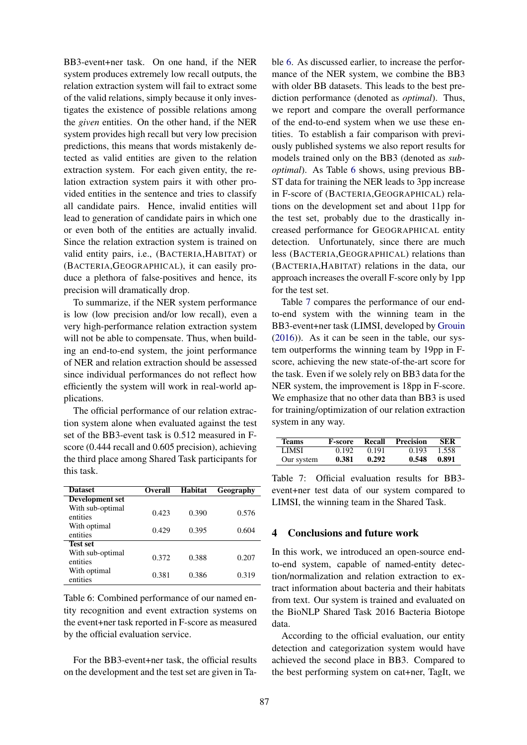BB3-event+ner task. On one hand, if the NER system produces extremely low recall outputs, the relation extraction system will fail to extract some of the valid relations, simply because it only investigates the existence of possible relations among the *given* entities. On the other hand, if the NER system provides high recall but very low precision predictions, this means that words mistakenly detected as valid entities are given to the relation extraction system. For each given entity, the relation extraction system pairs it with other provided entities in the sentence and tries to classify all candidate pairs. Hence, invalid entities will lead to generation of candidate pairs in which one or even both of the entities are actually invalid. Since the relation extraction system is trained on valid entity pairs, i.e., (BACTERIA,HABITAT) or (BACTERIA,GEOGRAPHICAL), it can easily produce a plethora of false-positives and hence, its precision will dramatically drop.

To summarize, if the NER system performance is low (low precision and/or low recall), even a very high-performance relation extraction system will not be able to compensate. Thus, when building an end-to-end system, the joint performance of NER and relation extraction should be assessed since individual performances do not reflect how efficiently the system will work in real-world applications.

The official performance of our relation extraction system alone when evaluated against the test set of the BB3-event task is 0.512 measured in F-score (0.444 recall and 0.605 precision), achieving the third place among Shared Task participants for this task.

| Dataset | Overall | Habitat | Geography |
|---|---|---|---|
| **Development set** | | | |
| With sub-optimal entities | 0.423 | 0.390 | 0.576 |
| With optimal entities | 0.429 | 0.395 | 0.604 |
| **Test set** | | | |
| With sub-optimal entities | 0.372 | 0.388 | 0.207 |
| With optimal entities | 0.381 | 0.386 | 0.319 |

Table 6: Combined performance of our named entity recognition and event extraction systems on the event+ner task reported in F-score as measured by the official evaluation service.

For the BB3-event+ner task, the official results on the development and the test set are given in Table 6. As discussed earlier, to increase the performance of the NER system, we combine the BB3 with older BB datasets. This leads to the best prediction performance (denoted as *optimal*). Thus, we report and compare the overall performance of the end-to-end system when we use these entities. To establish a fair comparison with previously published systems we also report results for models trained only on the BB3 (denoted as *sub-optimal*). As Table 6 shows, using previous BB-ST data for training the NER leads to 3pp increase in F-score of (BACTERIA,GEOGRAPHICAL) relations on the development set and about 11pp for the test set, probably due to the drastically increased performance for GEOGRAPHICAL entity detection. Unfortunately, since there are much less (BACTERIA,GEOGRAPHICAL) relations than (BACTERIA,HABITAT) relations in the data, our approach increases the overall F-score only by 1pp for the test set.

Table 7 compares the performance of our end-to-end system with the winning team in the BB3-event+ner task (LIMSI, developed by Grouin (2016)). As it can be seen in the table, our system outperforms the winning team by 19pp in F-score, achieving the new state-of-the-art score for the task. Even if we solely rely on BB3 data for the NER system, the improvement is 18pp in F-score. We emphasize that no other data than BB3 is used for training/optimization of our relation extraction system in any way.

| Teams | F-score | Recall | Precision | SER |
|---|---|---|---|---|
| LIMSI | 0.192 | 0.191 | 0.193 | 1.558 |
| Our system | **0.381** | **0.292** | **0.548** | **0.891** |

Table 7: Official evaluation results for BB3-event+ner test data of our system compared to LIMSI, the winning team in the Shared Task.

## 4 Conclusions and future work

In this work, we introduced an open-source end-to-end system, capable of named-entity detection/normalization and relation extraction to extract information about bacteria and their habitats from text. Our system is trained and evaluated on the BioNLP Shared Task 2016 Bacteria Biotope data.

According to the official evaluation, our entity detection and categorization system would have achieved the second place in BB3. Compared to the best performing system on cat+ner, TagIt, we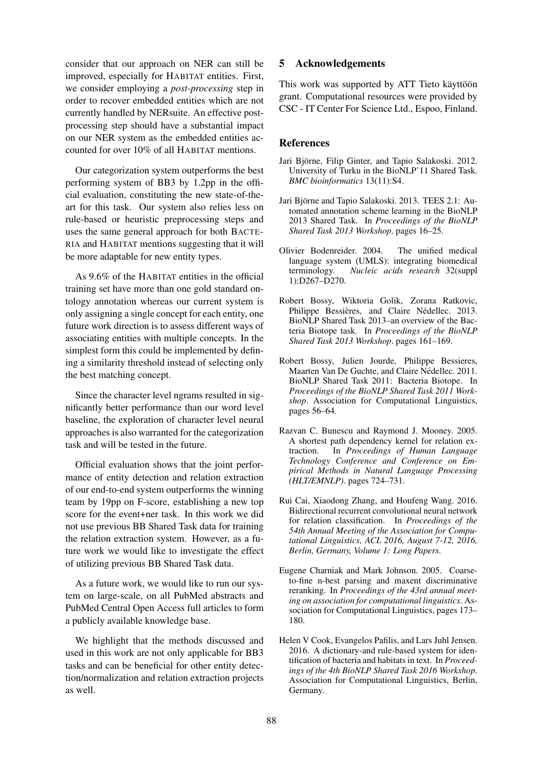consider that our approach on NER can still be improved, especially for HABITAT entities. First, we consider employing a *post-processing* step in order to recover embedded entities which are not currently handled by NERsuite. An effective post-processing step should have a substantial impact on our NER system as the embedded entities accounted for over 10% of all HABITAT mentions.

Our categorization system outperforms the best performing system of BB3 by 1.2pp in the official evaluation, constituting the new state-of-the-art for this task. Our system also relies less on rule-based or heuristic preprocessing steps and uses the same general approach for both BACTERIA and HABITAT mentions suggesting that it will be more adaptable for new entity types.

As 9.6% of the HABITAT entities in the official training set have more than one gold standard ontology annotation whereas our current system is only assigning a single concept for each entity, one future work direction is to assess different ways of associating entities with multiple concepts. In the simplest form this could be implemented by defining a similarity threshold instead of selecting only the best matching concept.

Since the character level ngrams resulted in significantly better performance than our word level baseline, the exploration of character level neural approaches is also warranted for the categorization task and will be tested in the future.

Official evaluation shows that the joint performance of entity detection and relation extraction of our end-to-end system outperforms the winning team by 19pp on F-score, establishing a new top score for the event+ner task. In this work we did not use previous BB Shared Task data for training the relation extraction system. However, as a future work we would like to investigate the effect of utilizing previous BB Shared Task data.

As a future work, we would like to run our system on large-scale, on all PubMed abstracts and PubMed Central Open Access full articles to form a publicly available knowledge base.

We highlight that the methods discussed and used in this work are not only applicable for BB3 tasks and can be beneficial for other entity detection/normalization and relation extraction projects as well.

## 5 Acknowledgements

This work was supported by ATT Tieto käyttöön grant. Computational resources were provided by CSC - IT Center For Science Ltd., Espoo, Finland.

## References

Jari Björne, Filip Ginter, and Tapio Salakoski. 2012. University of Turku in the BioNLP'11 Shared Task. *BMC bioinformatics* 13(11):S4.

Jari Björne and Tapio Salakoski. 2013. TEES 2.1: Automated annotation scheme learning in the BioNLP 2013 Shared Task. In *Proceedings of the BioNLP Shared Task 2013 Workshop*. pages 16–25.

Olivier Bodenreider. 2004. The unified medical language system (UMLS): integrating biomedical terminology. *Nucleic acids research* 32(suppl 1):D267–D270.

Robert Bossy, Wiktoria Golik, Zorana Ratkovic, Philippe Bessières, and Claire Nédellec. 2013. BioNLP Shared Task 2013–an overview of the Bacteria Biotope task. In *Proceedings of the BioNLP Shared Task 2013 Workshop*. pages 161–169.

Robert Bossy, Julien Jourde, Philippe Bessieres, Maarten Van De Guchte, and Claire Nédellec. 2011. BioNLP Shared Task 2011: Bacteria Biotope. In *Proceedings of the BioNLP Shared Task 2011 Workshop*. Association for Computational Linguistics, pages 56–64.

Razvan C. Bunescu and Raymond J. Mooney. 2005. A shortest path dependency kernel for relation extraction. In *Proceedings of Human Language Technology Conference and Conference on Empirical Methods in Natural Language Processing (HLT/EMNLP)*. pages 724–731.

Rui Cai, Xiaodong Zhang, and Houfeng Wang. 2016. Bidirectional recurrent convolutional neural network for relation classification. In *Proceedings of the 54th Annual Meeting of the Association for Computational Linguistics, ACL 2016, August 7-12, 2016, Berlin, Germany, Volume 1: Long Papers*.

Eugene Charniak and Mark Johnson. 2005. Coarse-to-fine n-best parsing and maxent discriminative reranking. In *Proceedings of the 43rd annual meeting on association for computational linguistics*. Association for Computational Linguistics, pages 173–180.

Helen V Cook, Evangelos Pafilis, and Lars Juhl Jensen. 2016. A dictionary-and rule-based system for identification of bacteria and habitats in text. In *Proceedings of the 4th BioNLP Shared Task 2016 Workshop*. Association for Computational Linguistics, Berlin, Germany.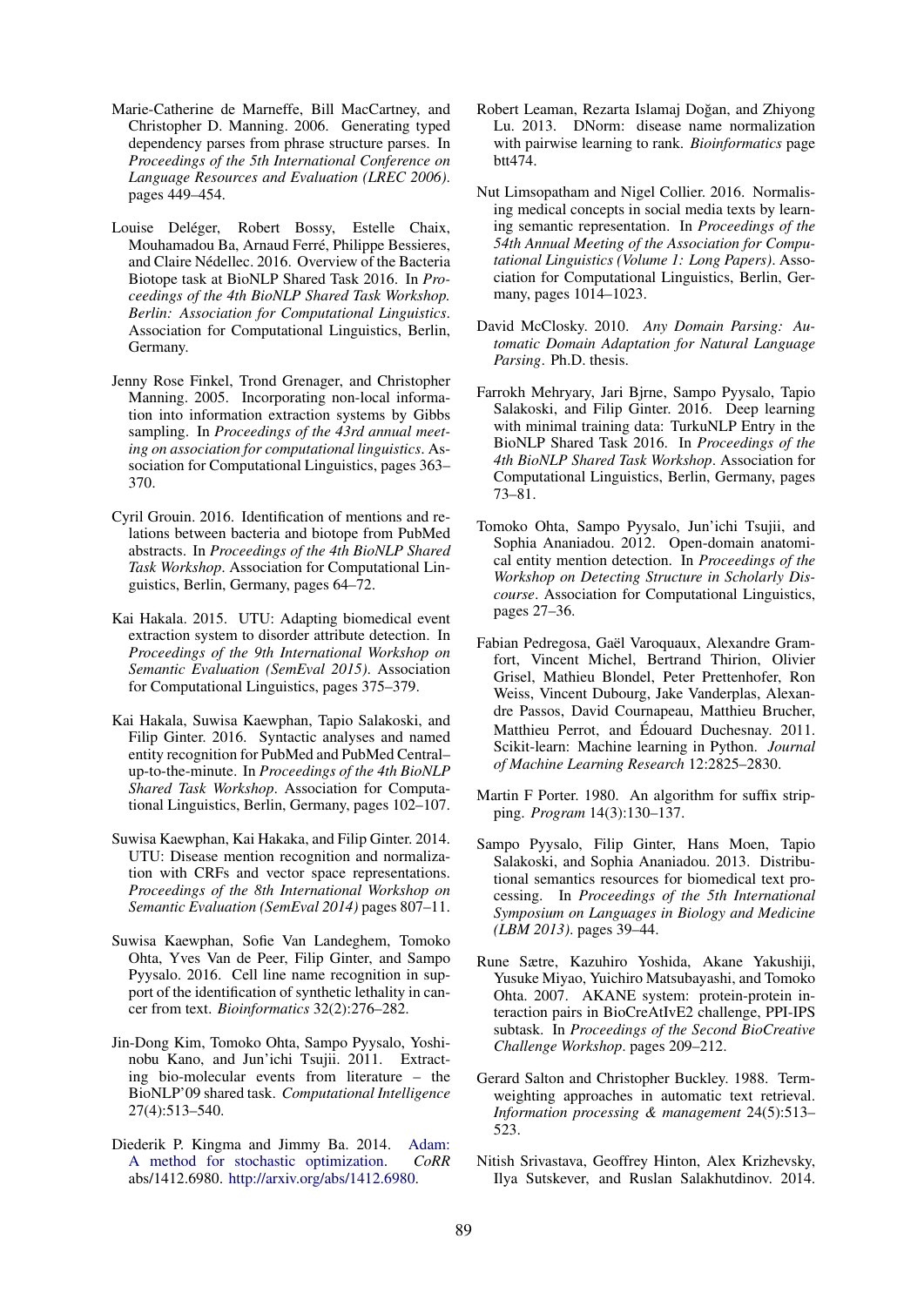Marie-Catherine de Marneffe, Bill MacCartney, and Christopher D. Manning. 2006. Generating typed dependency parses from phrase structure parses. In *Proceedings of the 5th International Conference on Language Resources and Evaluation (LREC 2006)*. pages 449–454.

Louise Deléger, Robert Bossy, Estelle Chaix, Mouhamadou Ba, Arnaud Ferré, Philippe Bessieres, and Claire Nédellec. 2016. Overview of the Bacteria Biotope task at BioNLP Shared Task 2016. In *Proceedings of the 4th BioNLP Shared Task Workshop. Berlin: Association for Computational Linguistics*. Association for Computational Linguistics, Berlin, Germany.

Jenny Rose Finkel, Trond Grenager, and Christopher Manning. 2005. Incorporating non-local information into information extraction systems by Gibbs sampling. In *Proceedings of the 43rd annual meeting on association for computational linguistics*. Association for Computational Linguistics, pages 363–370.

Cyril Grouin. 2016. Identification of mentions and relations between bacteria and biotope from PubMed abstracts. In *Proceedings of the 4th BioNLP Shared Task Workshop*. Association for Computational Linguistics, Berlin, Germany, pages 64–72.

Kai Hakala. 2015. UTU: Adapting biomedical event extraction system to disorder attribute detection. In *Proceedings of the 9th International Workshop on Semantic Evaluation (SemEval 2015)*. Association for Computational Linguistics, pages 375–379.

Kai Hakala, Suwisa Kaewphan, Tapio Salakoski, and Filip Ginter. 2016. Syntactic analyses and named entity recognition for PubMed and PubMed Central–up-to-the-minute. In *Proceedings of the 4th BioNLP Shared Task Workshop*. Association for Computational Linguistics, Berlin, Germany, pages 102–107.

Suwisa Kaewphan, Kai Hakaka, and Filip Ginter. 2014. UTU: Disease mention recognition and normalization with CRFs and vector space representations. *Proceedings of the 8th International Workshop on Semantic Evaluation (SemEval 2014)* pages 807–11.

Suwisa Kaewphan, Sofie Van Landeghem, Tomoko Ohta, Yves Van de Peer, Filip Ginter, and Sampo Pyysalo. 2016. Cell line name recognition in support of the identification of synthetic lethality in cancer from text. *Bioinformatics* 32(2):276–282.

Jin-Dong Kim, Tomoko Ohta, Sampo Pyysalo, Yoshinobu Kano, and Jun'ichi Tsujii. 2011. Extracting bio-molecular events from literature – the BioNLP'09 shared task. *Computational Intelligence* 27(4):513–540.

Diederik P. Kingma and Jimmy Ba. 2014. Adam: A method for stochastic optimization. *CoRR* abs/1412.6980. http://arxiv.org/abs/1412.6980.

Robert Leaman, Rezarta Islamaj Doğan, and Zhiyong Lu. 2013. DNorm: disease name normalization with pairwise learning to rank. *Bioinformatics* page btt474.

Nut Limsopatham and Nigel Collier. 2016. Normalising medical concepts in social media texts by learning semantic representation. In *Proceedings of the 54th Annual Meeting of the Association for Computational Linguistics (Volume 1: Long Papers)*. Association for Computational Linguistics, Berlin, Germany, pages 1014–1023.

David McClosky. 2010. *Any Domain Parsing: Automatic Domain Adaptation for Natural Language Parsing*. Ph.D. thesis.

Farrokh Mehryary, Jari Bjrne, Sampo Pyysalo, Tapio Salakoski, and Filip Ginter. 2016. Deep learning with minimal training data: TurkuNLP Entry in the BioNLP Shared Task 2016. In *Proceedings of the 4th BioNLP Shared Task Workshop*. Association for Computational Linguistics, Berlin, Germany, pages 73–81.

Tomoko Ohta, Sampo Pyysalo, Jun'ichi Tsujii, and Sophia Ananiadou. 2012. Open-domain anatomical entity mention detection. In *Proceedings of the Workshop on Detecting Structure in Scholarly Discourse*. Association for Computational Linguistics, pages 27–36.

Fabian Pedregosa, Gaël Varoquaux, Alexandre Gramfort, Vincent Michel, Bertrand Thirion, Olivier Grisel, Mathieu Blondel, Peter Prettenhofer, Ron Weiss, Vincent Dubourg, Jake Vanderplas, Alexandre Passos, David Cournapeau, Matthieu Brucher, Matthieu Perrot, and Édouard Duchesnay. 2011. Scikit-learn: Machine learning in Python. *Journal of Machine Learning Research* 12:2825–2830.

Martin F Porter. 1980. An algorithm for suffix stripping. *Program* 14(3):130–137.

Sampo Pyysalo, Filip Ginter, Hans Moen, Tapio Salakoski, and Sophia Ananiadou. 2013. Distributional semantics resources for biomedical text processing. In *Proceedings of the 5th International Symposium on Languages in Biology and Medicine (LBM 2013)*. pages 39–44.

Rune Sætre, Kazuhiro Yoshida, Akane Yakushiji, Yusuke Miyao, Yuichiro Matsubayashi, and Tomoko Ohta. 2007. AKANE system: protein-protein interaction pairs in BioCreAtIvE2 challenge, PPI-IPS subtask. In *Proceedings of the Second BioCreative Challenge Workshop*. pages 209–212.

Gerard Salton and Christopher Buckley. 1988. Term-weighting approaches in automatic text retrieval. *Information processing & management* 24(5):513–523.

Nitish Srivastava, Geoffrey Hinton, Alex Krizhevsky, Ilya Sutskever, and Ruslan Salakhutdinov. 2014.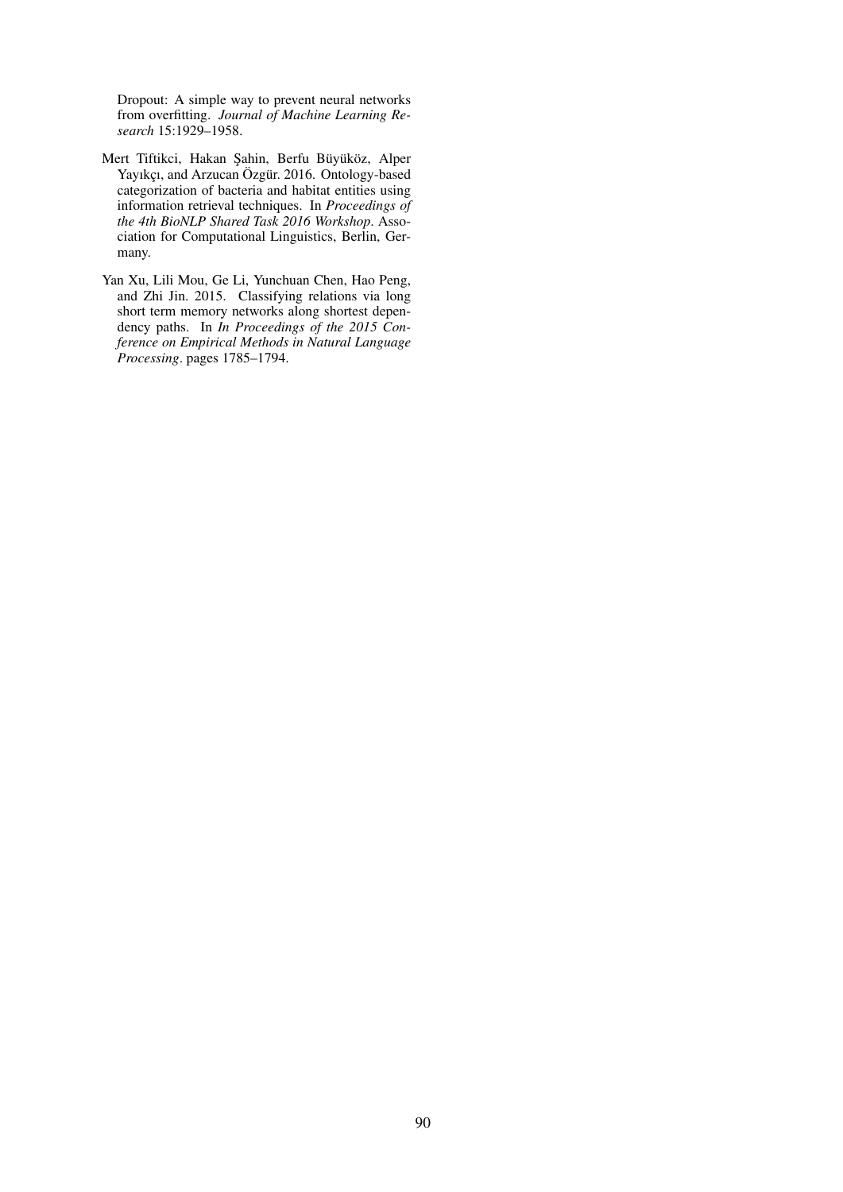Dropout: A simple way to prevent neural networks from overfitting. *Journal of Machine Learning Research* 15:1929–1958.

Mert Tiftikci, Hakan Şahin, Berfu Büyüköz, Alper Yayıkçı, and Arzucan Özgür. 2016. Ontology-based categorization of bacteria and habitat entities using information retrieval techniques. In *Proceedings of the 4th BioNLP Shared Task 2016 Workshop*. Association for Computational Linguistics, Berlin, Germany.

Yan Xu, Lili Mou, Ge Li, Yunchuan Chen, Hao Peng, and Zhi Jin. 2015. Classifying relations via long short term memory networks along shortest dependency paths. In *In Proceedings of the 2015 Conference on Empirical Methods in Natural Language Processing*. pages 1785–1794.